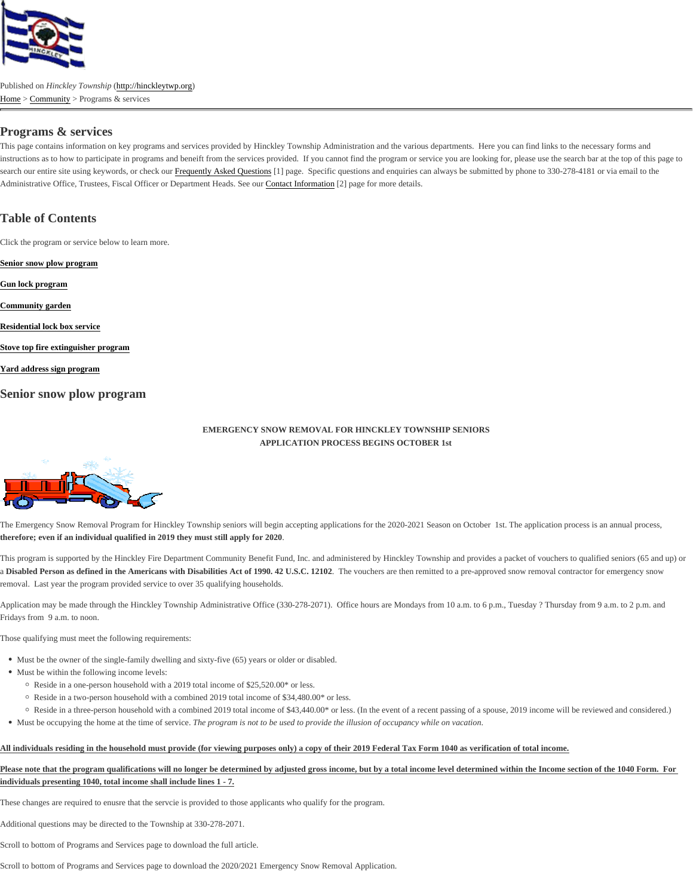Published on *Hinckley Township* (http://hinckleytwp.org)

Home > Community > Programs & services

## Programs & services

This page contains information on key programs and services provided by Hinckley Township Administration and the various departments. Here you can find links to the necessary forms and instructions as to how to participate in programs and beneift from the services provided. If you cannot find the program or service you are looking for, please use the search bar at the top of this page to search our entire site using keywords, or check our Frequently Asked Questions [1] page. Specific questions and enquiries can always be submitted by phone to 330-278-4181 or via email to the Administrative Office, Trustees, Fiscal Officer or Department Heads. See our Contact Information [2] page for more details.

## Table of Contents

Click the program or service below to learn more.

**Senior snow plow program**

**Gun lock program**

**Community garden**

**Residential lock box service**

**Stove top fire extinguisher program**

**Yard address sign program**

## Senior snow plow program

**EMERGENCY SNOW REMOVAL FOR HINCKLEY TOWNSHIP SENIORS**
**APPLICATION PROCESS BEGINS OCTOBER 1st**

The Emergency Snow Removal Program for Hinckley Township seniors will begin accepting applications for the 2020-2021 Season on October 1st. The application process is an annual process, **therefore; even if an individual qualified in 2019 they must still apply for 2020**.

This program is supported by the Hinckley Fire Department Community Benefit Fund, Inc. and administered by Hinckley Township and provides a packet of vouchers to qualified seniors (65 and up) or a **Disabled Person as defined in the Americans with Disabilities Act of 1990. 42 U.S.C. 12102**. The vouchers are then remitted to a pre-approved snow removal contractor for emergency snow removal. Last year the program provided service to over 35 qualifying households.

Application may be made through the Hinckley Township Administrative Office (330-278-2071). Office hours are Mondays from 10 a.m. to 6 p.m., Tuesday ? Thursday from 9 a.m. to 2 p.m. and Fridays from 9 a.m. to noon.

Those qualifying must meet the following requirements:

- Must be the owner of the single-family dwelling and sixty-five (65) years or older or disabled.
- Must be within the following income levels:
  - Reside in a one-person household with a 2019 total income of $25,520.00* or less.
  - Reside in a two-person household with a combined 2019 total income of $34,480.00* or less.
  - Reside in a three-person household with a combined 2019 total income of $43,440.00* or less. (In the event of a recent passing of a spouse, 2019 income will be reviewed and considered.)
- Must be occupying the home at the time of service. *The program is not to be used to provide the illusion of occupancy while on vacation.*

**All individuals residing in the household must provide (for viewing purposes only) a copy of their 2019 Federal Tax Form 1040 as verification of total income.**

**Please note that the program qualifications will no longer be determined by adjusted gross income, but by a total income level determined within the Income section of the 1040 Form. For individuals presenting 1040, total income shall include lines 1 - 7.**

These changes are required to enusre that the servcie is provided to those applicants who qualify for the program.

Additional questions may be directed to the Township at 330-278-2071.

Scroll to bottom of Programs and Services page to download the full article.

Scroll to bottom of Programs and Services page to download the 2020/2021 Emergency Snow Removal Application.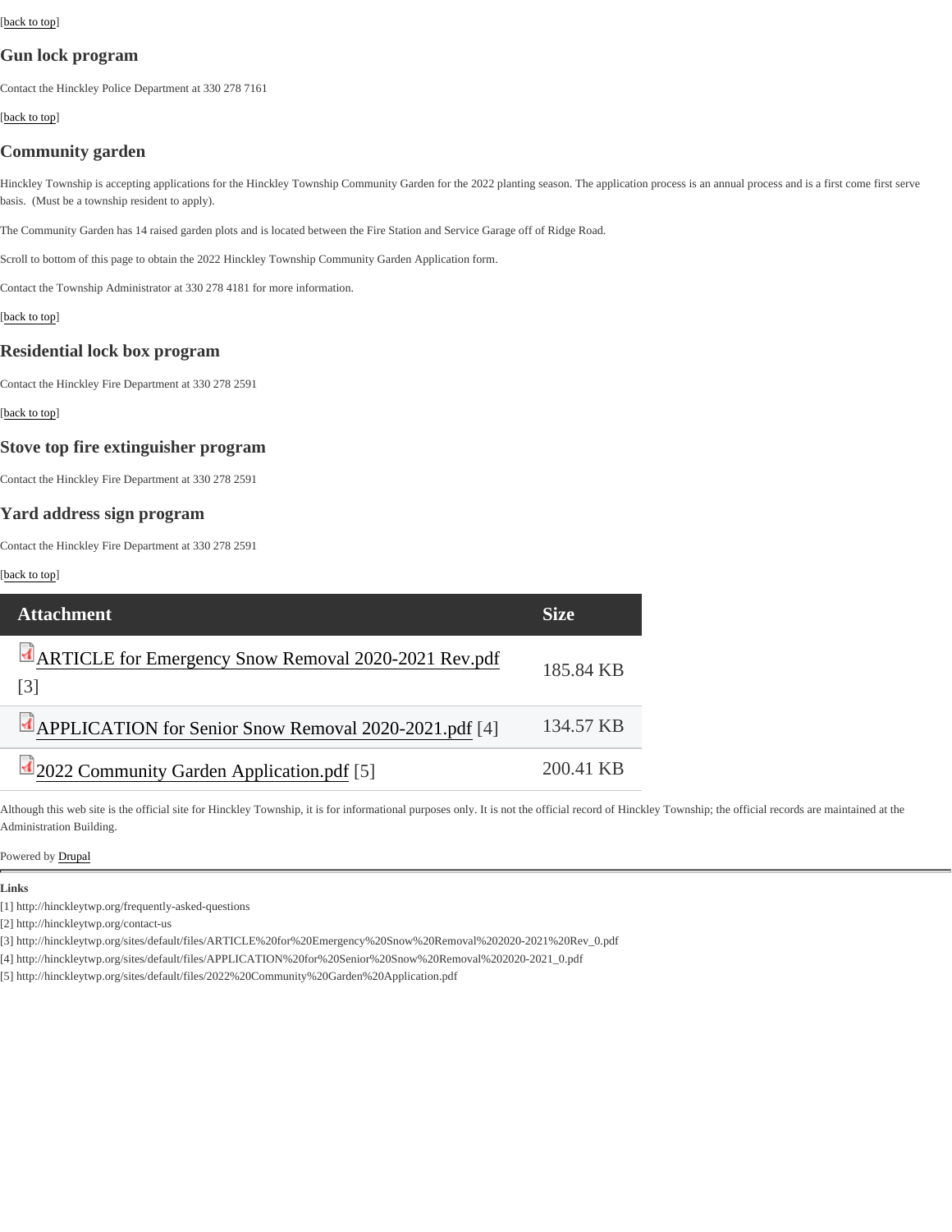[back to top]

## Gun lock program

Contact the Hinckley Police Department at 330 278 7161

[back to top]

## Community garden

Hinckley Township is accepting applications for the Hinckley Township Community Garden for the 2022 planting season. The application process is an annual process and is a first come first serve basis. (Must be a township resident to apply).

The Community Garden has 14 raised garden plots and is located between the Fire Station and Service Garage off of Ridge Road.

Scroll to bottom of this page to obtain the 2022 Hinckley Township Community Garden Application form.

Contact the Township Administrator at 330 278 4181 for more information.

[back to top]

## Residential lock box program

Contact the Hinckley Fire Department at 330 278 2591

[back to top]

## Stove top fire extinguisher program

Contact the Hinckley Fire Department at 330 278 2591

## Yard address sign program

Contact the Hinckley Fire Department at 330 278 2591

[back to top]

| Attachment | Size |
|---|---|
| ARTICLE for Emergency Snow Removal 2020-2021 Rev.pdf [3] | 185.84 KB |
| APPLICATION for Senior Snow Removal 2020-2021.pdf [4] | 134.57 KB |
| 2022 Community Garden Application.pdf [5] | 200.41 KB |

Although this web site is the official site for Hinckley Township, it is for informational purposes only. It is not the official record of Hinckley Township; the official records are maintained at the Administration Building.

Powered by Drupal

---

**Links**

[1] http://hinckleytwp.org/frequently-asked-questions
[2] http://hinckleytwp.org/contact-us
[3] http://hinckleytwp.org/sites/default/files/ARTICLE%20for%20Emergency%20Snow%20Removal%202020-2021%20Rev_0.pdf
[4] http://hinckleytwp.org/sites/default/files/APPLICATION%20for%20Senior%20Snow%20Removal%202020-2021_0.pdf
[5] http://hinckleytwp.org/sites/default/files/2022%20Community%20Garden%20Application.pdf